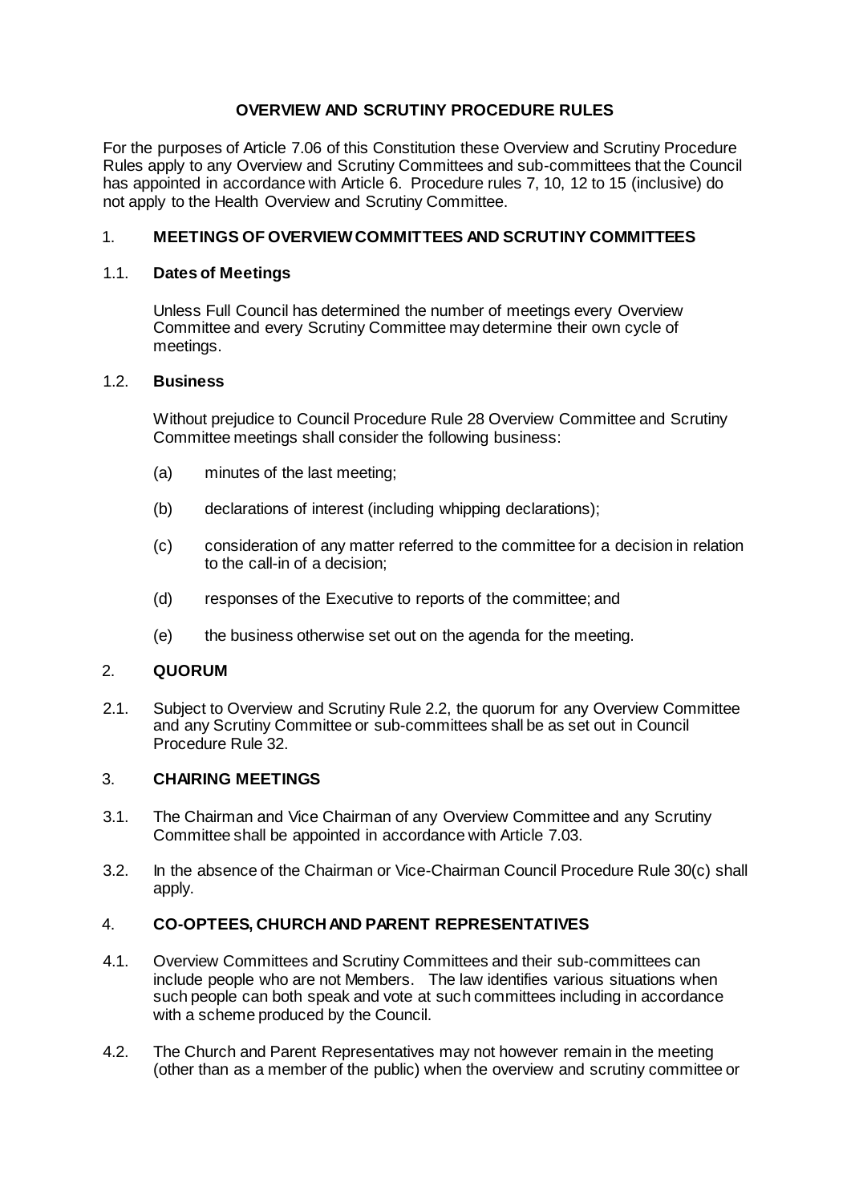# OVERVIEW AND SCRUTINY PROCEDURE RULES

For the purposes of Article 7.06 of this Constitution these Overview and Scrutiny Procedure Rules apply to any Overview and Scrutiny Committees and sub-committees that the Council has appointed in accordance with Article 6. Procedure rules 7, 10, 12 to 15 (inclusive) do not apply to the Health Overview and Scrutiny Committee.

## 1. MEETINGS OF OVERVIEW COMMITTEES AND SCRUTINY COMMITTEES

### 1.1. Dates of Meetings

Unless Full Council has determined the number of meetings every Overview Committee and every Scrutiny Committee may determine their own cycle of meetings.

### 1.2. Business

Without prejudice to Council Procedure Rule 28 Overview Committee and Scrutiny Committee meetings shall consider the following business:

(a) minutes of the last meeting;

(b) declarations of interest (including whipping declarations);

(c) consideration of any matter referred to the committee for a decision in relation to the call-in of a decision;

(d) responses of the Executive to reports of the committee; and

(e) the business otherwise set out on the agenda for the meeting.

## 2. QUORUM

2.1. Subject to Overview and Scrutiny Rule 2.2, the quorum for any Overview Committee and any Scrutiny Committee or sub-committees shall be as set out in Council Procedure Rule 32.

## 3. CHAIRING MEETINGS

3.1. The Chairman and Vice Chairman of any Overview Committee and any Scrutiny Committee shall be appointed in accordance with Article 7.03.

3.2. In the absence of the Chairman or Vice-Chairman Council Procedure Rule 30(c) shall apply.

## 4. CO-OPTEES, CHURCH AND PARENT REPRESENTATIVES

4.1. Overview Committees and Scrutiny Committees and their sub-committees can include people who are not Members. The law identifies various situations when such people can both speak and vote at such committees including in accordance with a scheme produced by the Council.

4.2. The Church and Parent Representatives may not however remain in the meeting (other than as a member of the public) when the overview and scrutiny committee or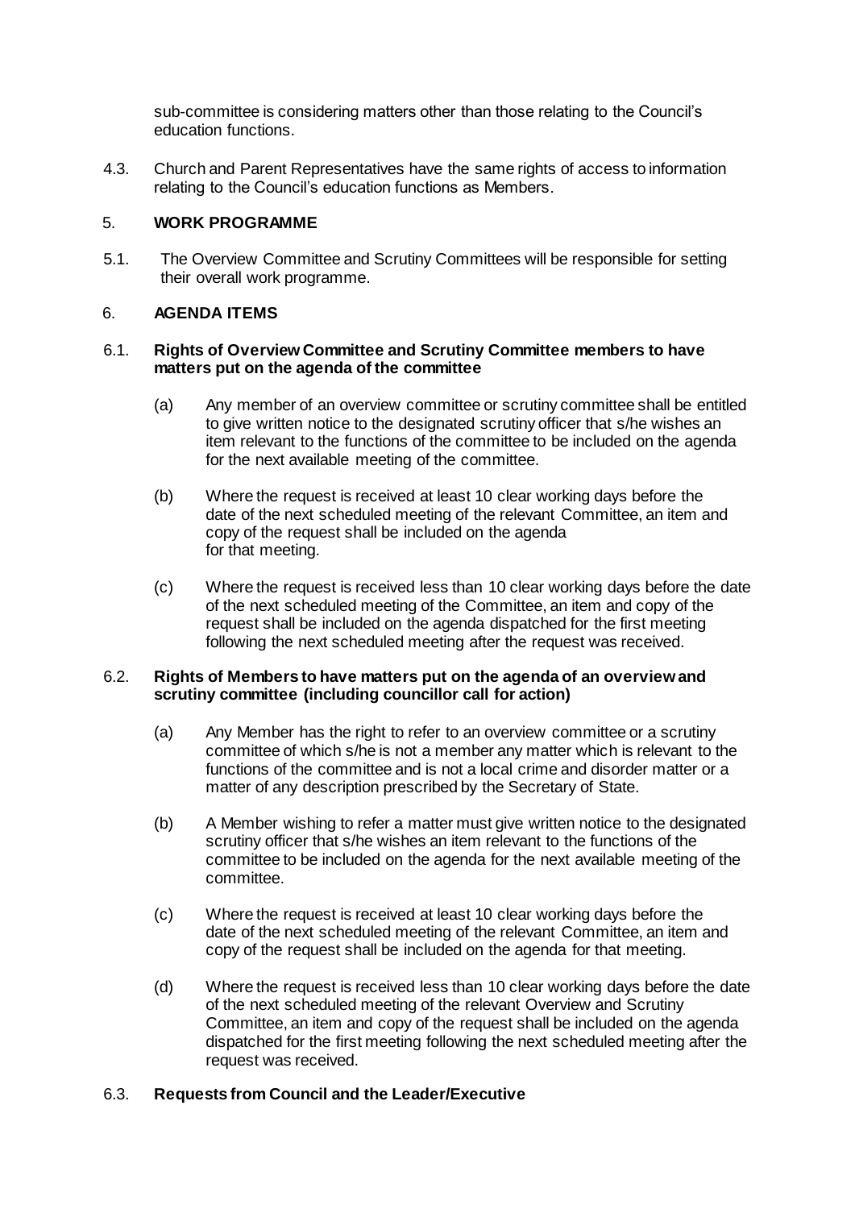sub-committee is considering matters other than those relating to the Council's education functions.

4.3. Church and Parent Representatives have the same rights of access to information relating to the Council's education functions as Members.

## 5. WORK PROGRAMME

5.1. The Overview Committee and Scrutiny Committees will be responsible for setting their overall work programme.

## 6. AGENDA ITEMS

### 6.1. Rights of Overview Committee and Scrutiny Committee members to have matters put on the agenda of the committee

(a) Any member of an overview committee or scrutiny committee shall be entitled to give written notice to the designated scrutiny officer that s/he wishes an item relevant to the functions of the committee to be included on the agenda for the next available meeting of the committee.

(b) Where the request is received at least 10 clear working days before the date of the next scheduled meeting of the relevant Committee, an item and copy of the request shall be included on the agenda for that meeting.

(c) Where the request is received less than 10 clear working days before the date of the next scheduled meeting of the Committee, an item and copy of the request shall be included on the agenda dispatched for the first meeting following the next scheduled meeting after the request was received.

### 6.2. Rights of Members to have matters put on the agenda of an overview and scrutiny committee (including councillor call for action)

(a) Any Member has the right to refer to an overview committee or a scrutiny committee of which s/he is not a member any matter which is relevant to the functions of the committee and is not a local crime and disorder matter or a matter of any description prescribed by the Secretary of State.

(b) A Member wishing to refer a matter must give written notice to the designated scrutiny officer that s/he wishes an item relevant to the functions of the committee to be included on the agenda for the next available meeting of the committee.

(c) Where the request is received at least 10 clear working days before the date of the next scheduled meeting of the relevant Committee, an item and copy of the request shall be included on the agenda for that meeting.

(d) Where the request is received less than 10 clear working days before the date of the next scheduled meeting of the relevant Overview and Scrutiny Committee, an item and copy of the request shall be included on the agenda dispatched for the first meeting following the next scheduled meeting after the request was received.

### 6.3. Requests from Council and the Leader/Executive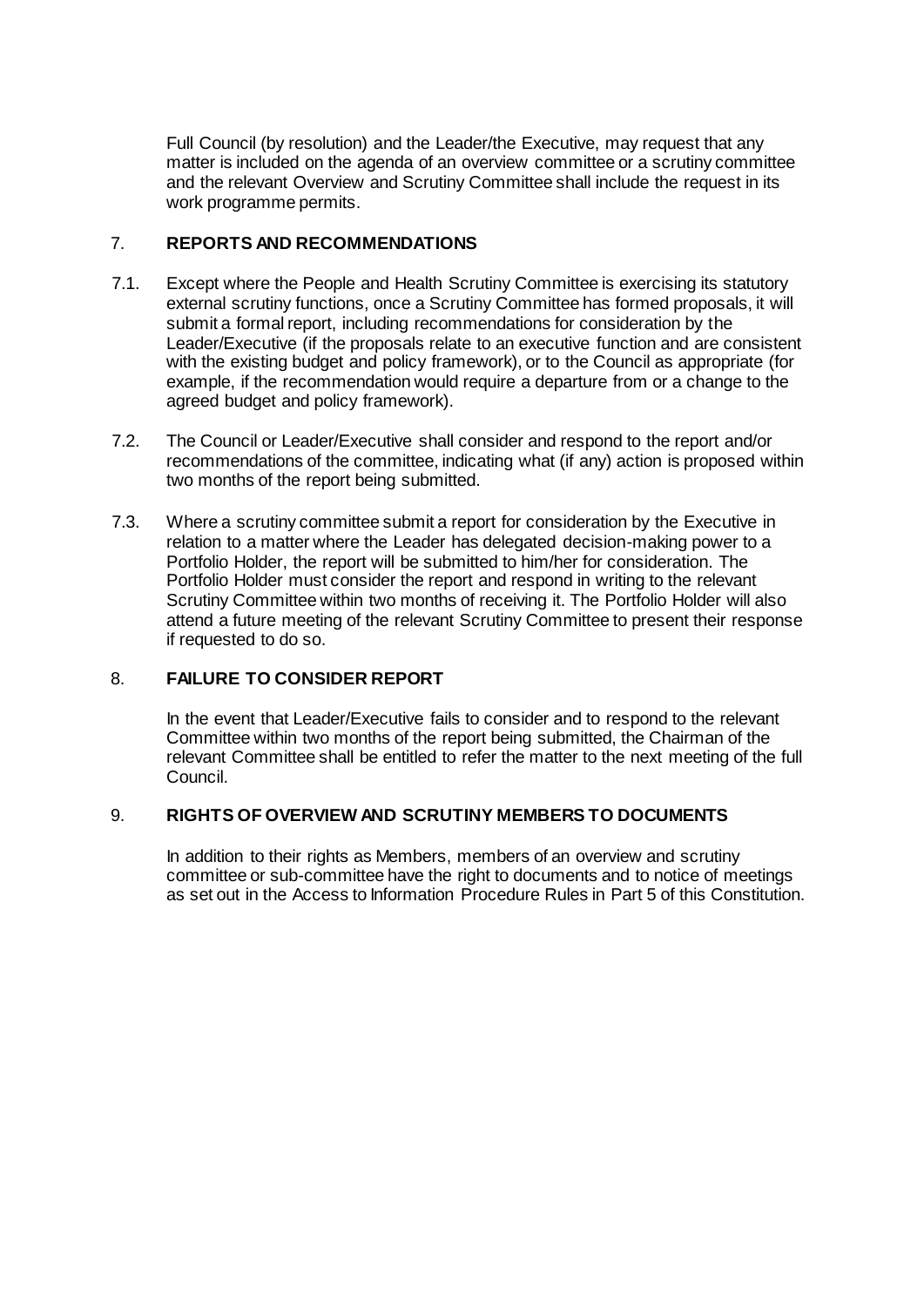Full Council (by resolution) and the Leader/the Executive, may request that any matter is included on the agenda of an overview committee or a scrutiny committee and the relevant Overview and Scrutiny Committee shall include the request in its work programme permits.

## 7. REPORTS AND RECOMMENDATIONS

7.1. Except where the People and Health Scrutiny Committee is exercising its statutory external scrutiny functions, once a Scrutiny Committee has formed proposals, it will submit a formal report, including recommendations for consideration by the Leader/Executive (if the proposals relate to an executive function and are consistent with the existing budget and policy framework), or to the Council as appropriate (for example, if the recommendation would require a departure from or a change to the agreed budget and policy framework).

7.2. The Council or Leader/Executive shall consider and respond to the report and/or recommendations of the committee, indicating what (if any) action is proposed within two months of the report being submitted.

7.3. Where a scrutiny committee submit a report for consideration by the Executive in relation to a matter where the Leader has delegated decision-making power to a Portfolio Holder, the report will be submitted to him/her for consideration. The Portfolio Holder must consider the report and respond in writing to the relevant Scrutiny Committee within two months of receiving it. The Portfolio Holder will also attend a future meeting of the relevant Scrutiny Committee to present their response if requested to do so.

## 8. FAILURE TO CONSIDER REPORT

In the event that Leader/Executive fails to consider and to respond to the relevant Committee within two months of the report being submitted, the Chairman of the relevant Committee shall be entitled to refer the matter to the next meeting of the full Council.

## 9. RIGHTS OF OVERVIEW AND SCRUTINY MEMBERS TO DOCUMENTS

In addition to their rights as Members, members of an overview and scrutiny committee or sub-committee have the right to documents and to notice of meetings as set out in the Access to Information Procedure Rules in Part 5 of this Constitution.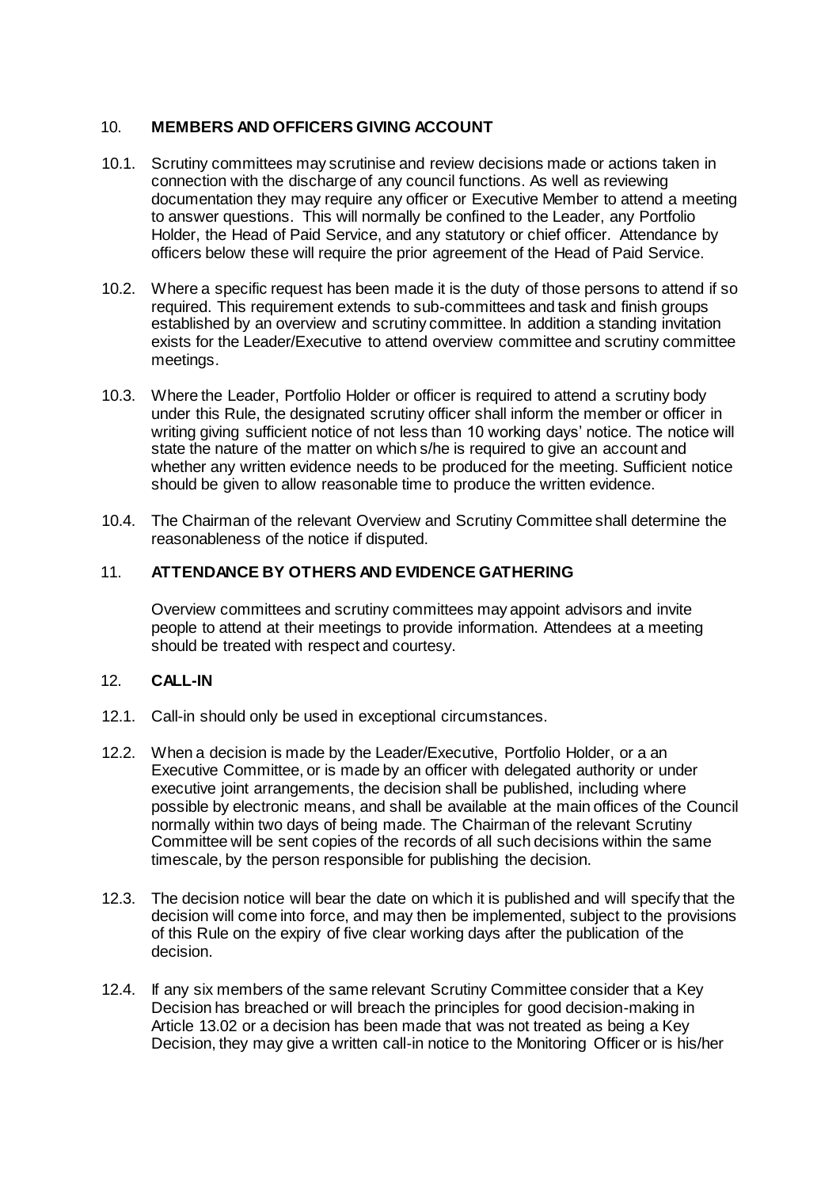## 10. **MEMBERS AND OFFICERS GIVING ACCOUNT**

10.1. Scrutiny committees may scrutinise and review decisions made or actions taken in connection with the discharge of any council functions. As well as reviewing documentation they may require any officer or Executive Member to attend a meeting to answer questions. This will normally be confined to the Leader, any Portfolio Holder, the Head of Paid Service, and any statutory or chief officer. Attendance by officers below these will require the prior agreement of the Head of Paid Service.

10.2. Where a specific request has been made it is the duty of those persons to attend if so required. This requirement extends to sub-committees and task and finish groups established by an overview and scrutiny committee. In addition a standing invitation exists for the Leader/Executive to attend overview committee and scrutiny committee meetings.

10.3. Where the Leader, Portfolio Holder or officer is required to attend a scrutiny body under this Rule, the designated scrutiny officer shall inform the member or officer in writing giving sufficient notice of not less than 10 working days' notice. The notice will state the nature of the matter on which s/he is required to give an account and whether any written evidence needs to be produced for the meeting. Sufficient notice should be given to allow reasonable time to produce the written evidence.

10.4. The Chairman of the relevant Overview and Scrutiny Committee shall determine the reasonableness of the notice if disputed.

## 11. **ATTENDANCE BY OTHERS AND EVIDENCE GATHERING**

Overview committees and scrutiny committees may appoint advisors and invite people to attend at their meetings to provide information. Attendees at a meeting should be treated with respect and courtesy.

## 12. **CALL-IN**

12.1. Call-in should only be used in exceptional circumstances.

12.2. When a decision is made by the Leader/Executive, Portfolio Holder, or a an Executive Committee, or is made by an officer with delegated authority or under executive joint arrangements, the decision shall be published, including where possible by electronic means, and shall be available at the main offices of the Council normally within two days of being made. The Chairman of the relevant Scrutiny Committee will be sent copies of the records of all such decisions within the same timescale, by the person responsible for publishing the decision.

12.3. The decision notice will bear the date on which it is published and will specify that the decision will come into force, and may then be implemented, subject to the provisions of this Rule on the expiry of five clear working days after the publication of the decision.

12.4. If any six members of the same relevant Scrutiny Committee consider that a Key Decision has breached or will breach the principles for good decision-making in Article 13.02 or a decision has been made that was not treated as being a Key Decision, they may give a written call-in notice to the Monitoring Officer or is his/her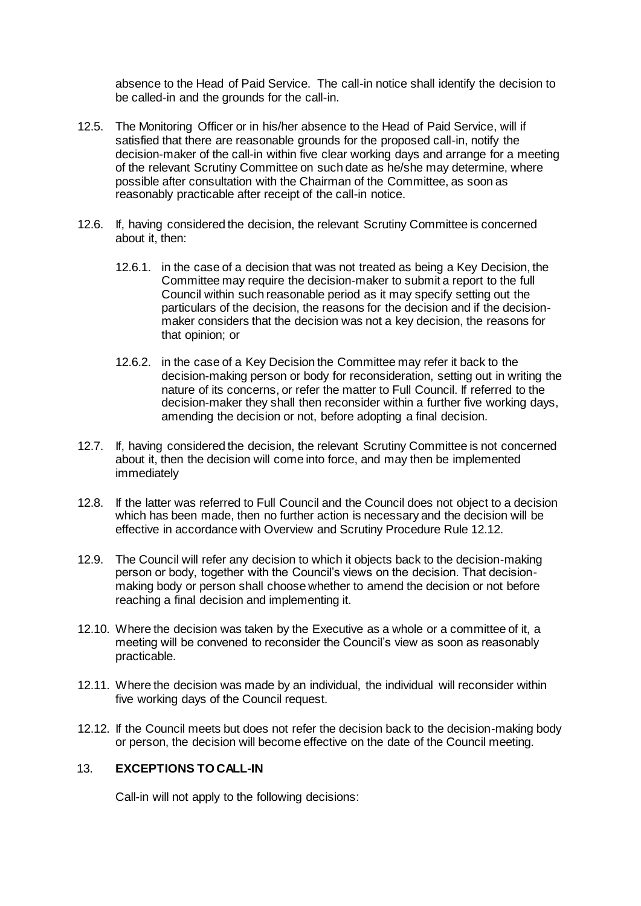absence to the Head of Paid Service. The call-in notice shall identify the decision to be called-in and the grounds for the call-in.

12.5. The Monitoring Officer or in his/her absence to the Head of Paid Service, will if satisfied that there are reasonable grounds for the proposed call-in, notify the decision-maker of the call-in within five clear working days and arrange for a meeting of the relevant Scrutiny Committee on such date as he/she may determine, where possible after consultation with the Chairman of the Committee, as soon as reasonably practicable after receipt of the call-in notice.

12.6. If, having considered the decision, the relevant Scrutiny Committee is concerned about it, then:

12.6.1. in the case of a decision that was not treated as being a Key Decision, the Committee may require the decision-maker to submit a report to the full Council within such reasonable period as it may specify setting out the particulars of the decision, the reasons for the decision and if the decision-maker considers that the decision was not a key decision, the reasons for that opinion; or

12.6.2. in the case of a Key Decision the Committee may refer it back to the decision-making person or body for reconsideration, setting out in writing the nature of its concerns, or refer the matter to Full Council. If referred to the decision-maker they shall then reconsider within a further five working days, amending the decision or not, before adopting a final decision.

12.7. If, having considered the decision, the relevant Scrutiny Committee is not concerned about it, then the decision will come into force, and may then be implemented immediately

12.8. If the latter was referred to Full Council and the Council does not object to a decision which has been made, then no further action is necessary and the decision will be effective in accordance with Overview and Scrutiny Procedure Rule 12.12.

12.9. The Council will refer any decision to which it objects back to the decision-making person or body, together with the Council's views on the decision. That decision-making body or person shall choose whether to amend the decision or not before reaching a final decision and implementing it.

12.10. Where the decision was taken by the Executive as a whole or a committee of it, a meeting will be convened to reconsider the Council's view as soon as reasonably practicable.

12.11. Where the decision was made by an individual, the individual will reconsider within five working days of the Council request.

12.12. If the Council meets but does not refer the decision back to the decision-making body or person, the decision will become effective on the date of the Council meeting.

## 13. EXCEPTIONS TO CALL-IN

Call-in will not apply to the following decisions: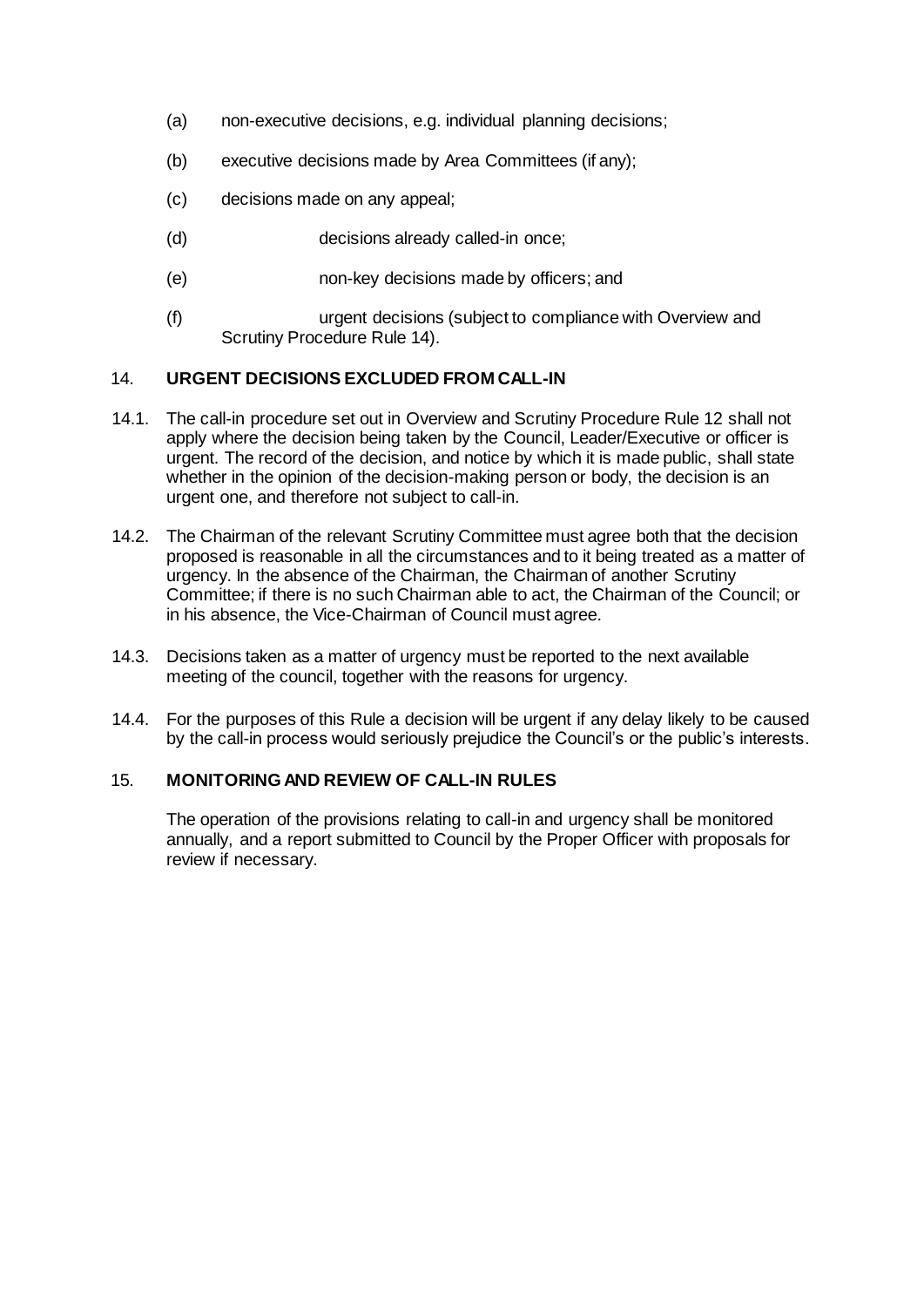(a) non-executive decisions, e.g. individual planning decisions;

(b) executive decisions made by Area Committees (if any);

(c) decisions made on any appeal;

(d) decisions already called-in once;

(e) non-key decisions made by officers; and

(f) urgent decisions (subject to compliance with Overview and Scrutiny Procedure Rule 14).

## 14. URGENT DECISIONS EXCLUDED FROM CALL-IN

14.1. The call-in procedure set out in Overview and Scrutiny Procedure Rule 12 shall not apply where the decision being taken by the Council, Leader/Executive or officer is urgent. The record of the decision, and notice by which it is made public, shall state whether in the opinion of the decision-making person or body, the decision is an urgent one, and therefore not subject to call-in.

14.2. The Chairman of the relevant Scrutiny Committee must agree both that the decision proposed is reasonable in all the circumstances and to it being treated as a matter of urgency. In the absence of the Chairman, the Chairman of another Scrutiny Committee; if there is no such Chairman able to act, the Chairman of the Council; or in his absence, the Vice-Chairman of Council must agree.

14.3. Decisions taken as a matter of urgency must be reported to the next available meeting of the council, together with the reasons for urgency.

14.4. For the purposes of this Rule a decision will be urgent if any delay likely to be caused by the call-in process would seriously prejudice the Council's or the public's interests.

## 15. MONITORING AND REVIEW OF CALL-IN RULES

The operation of the provisions relating to call-in and urgency shall be monitored annually, and a report submitted to Council by the Proper Officer with proposals for review if necessary.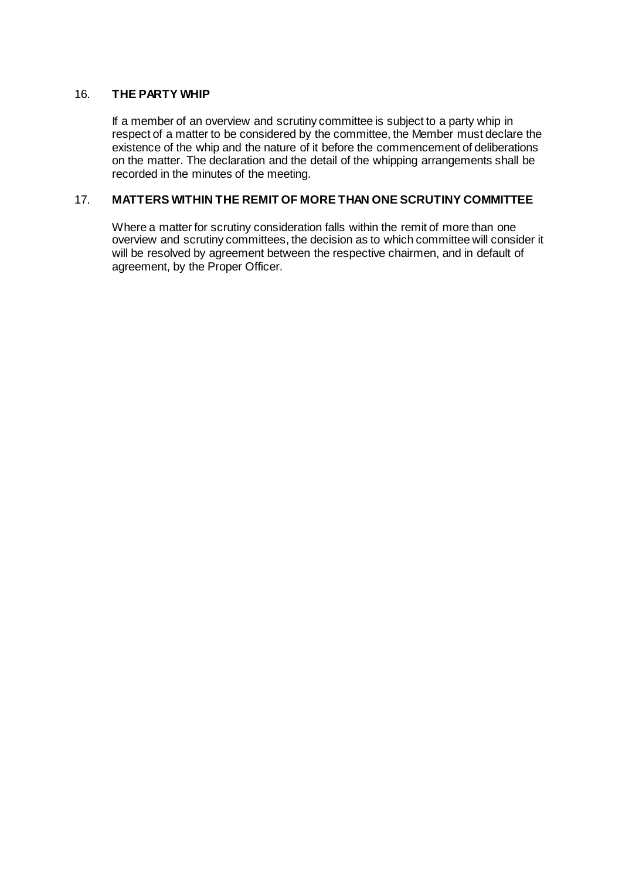## 16. THE PARTY WHIP

If a member of an overview and scrutiny committee is subject to a party whip in respect of a matter to be considered by the committee, the Member must declare the existence of the whip and the nature of it before the commencement of deliberations on the matter. The declaration and the detail of the whipping arrangements shall be recorded in the minutes of the meeting.

## 17. MATTERS WITHIN THE REMIT OF MORE THAN ONE SCRUTINY COMMITTEE

Where a matter for scrutiny consideration falls within the remit of more than one overview and scrutiny committees, the decision as to which committee will consider it will be resolved by agreement between the respective chairmen, and in default of agreement, by the Proper Officer.